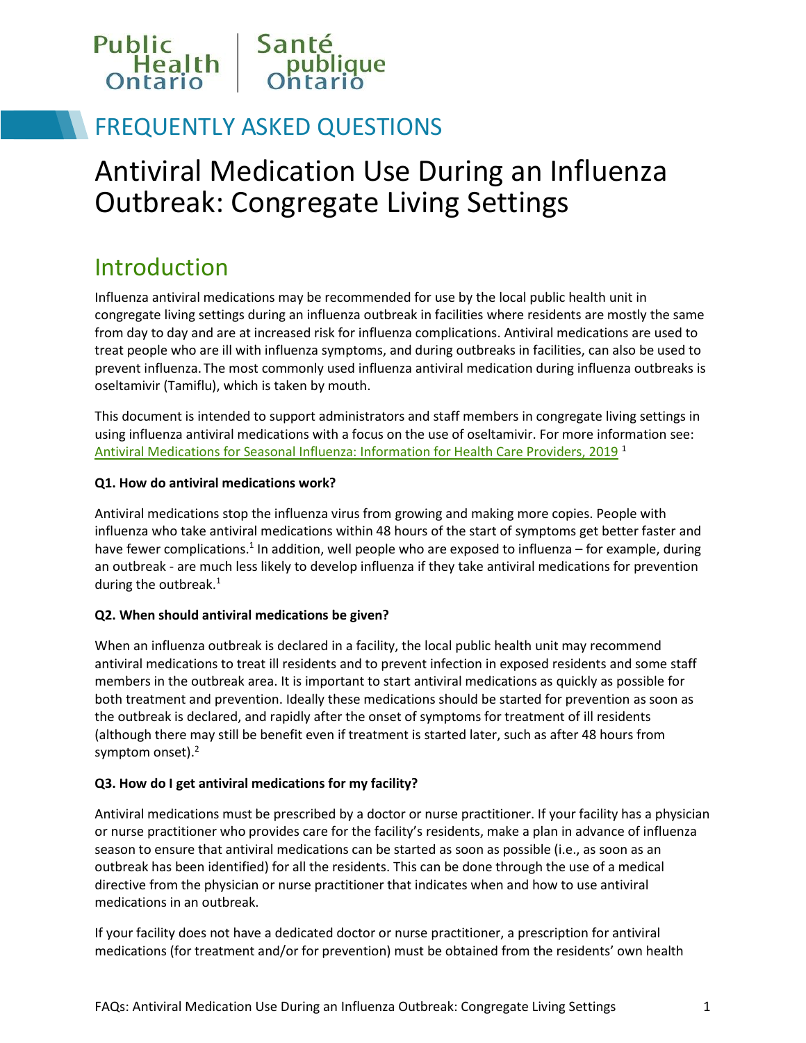Public Health Ontario | Santé publique Ontario

## FREQUENTLY ASKED QUESTIONS

# Antiviral Medication Use During an Influenza Outbreak: Congregate Living Settings

## Introduction

Influenza antiviral medications may be recommended for use by the local public health unit in congregate living settings during an influenza outbreak in facilities where residents are mostly the same from day to day and are at increased risk for influenza complications. Antiviral medications are used to treat people who are ill with influenza symptoms, and during outbreaks in facilities, can also be used to prevent influenza. The most commonly used influenza antiviral medication during influenza outbreaks is oseltamivir (Tamiflu), which is taken by mouth.

This document is intended to support administrators and staff members in congregate living settings in using influenza antiviral medications with a focus on the use of oseltamivir. For more information see: Antiviral Medications for Seasonal Influenza: Information for Health Care Providers, 2019 [1]

**Q1. How do antiviral medications work?**

Antiviral medications stop the influenza virus from growing and making more copies. People with influenza who take antiviral medications within 48 hours of the start of symptoms get better faster and have fewer complications.[1] In addition, well people who are exposed to influenza – for example, during an outbreak - are much less likely to develop influenza if they take antiviral medications for prevention during the outbreak.[1]

**Q2. When should antiviral medications be given?**

When an influenza outbreak is declared in a facility, the local public health unit may recommend antiviral medications to treat ill residents and to prevent infection in exposed residents and some staff members in the outbreak area. It is important to start antiviral medications as quickly as possible for both treatment and prevention. Ideally these medications should be started for prevention as soon as the outbreak is declared, and rapidly after the onset of symptoms for treatment of ill residents (although there may still be benefit even if treatment is started later, such as after 48 hours from symptom onset).[2]

**Q3. How do I get antiviral medications for my facility?**

Antiviral medications must be prescribed by a doctor or nurse practitioner. If your facility has a physician or nurse practitioner who provides care for the facility's residents, make a plan in advance of influenza season to ensure that antiviral medications can be started as soon as possible (i.e., as soon as an outbreak has been identified) for all the residents. This can be done through the use of a medical directive from the physician or nurse practitioner that indicates when and how to use antiviral medications in an outbreak.

If your facility does not have a dedicated doctor or nurse practitioner, a prescription for antiviral medications (for treatment and/or for prevention) must be obtained from the residents' own health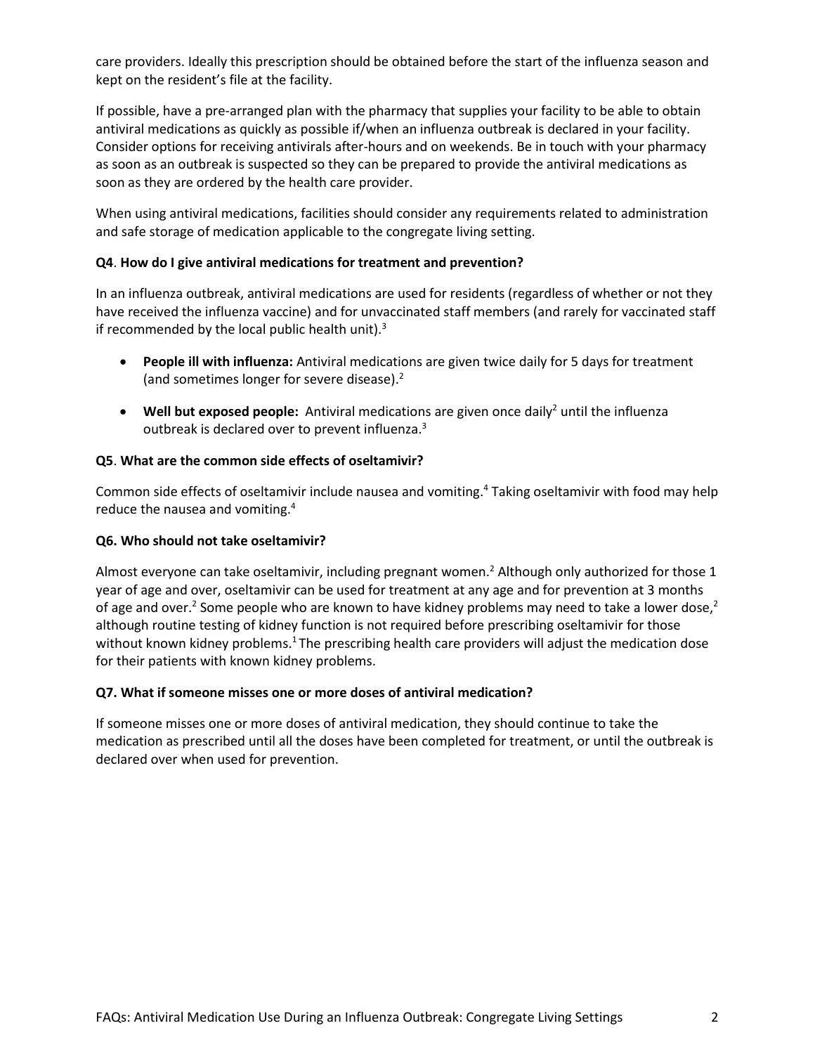care providers. Ideally this prescription should be obtained before the start of the influenza season and kept on the resident's file at the facility.

If possible, have a pre-arranged plan with the pharmacy that supplies your facility to be able to obtain antiviral medications as quickly as possible if/when an influenza outbreak is declared in your facility. Consider options for receiving antivirals after-hours and on weekends. Be in touch with your pharmacy as soon as an outbreak is suspected so they can be prepared to provide the antiviral medications as soon as they are ordered by the health care provider.

When using antiviral medications, facilities should consider any requirements related to administration and safe storage of medication applicable to the congregate living setting.

### Q4. How do I give antiviral medications for treatment and prevention?

In an influenza outbreak, antiviral medications are used for residents (regardless of whether or not they have received the influenza vaccine) and for unvaccinated staff members (and rarely for vaccinated staff if recommended by the local public health unit).[3]

- **People ill with influenza:** Antiviral medications are given twice daily for 5 days for treatment (and sometimes longer for severe disease).[2]
- **Well but exposed people:** Antiviral medications are given once daily[2] until the influenza outbreak is declared over to prevent influenza.[3]

### Q5. What are the common side effects of oseltamivir?

Common side effects of oseltamivir include nausea and vomiting.[4] Taking oseltamivir with food may help reduce the nausea and vomiting.[4]

### Q6. Who should not take oseltamivir?

Almost everyone can take oseltamivir, including pregnant women.[2] Although only authorized for those 1 year of age and over, oseltamivir can be used for treatment at any age and for prevention at 3 months of age and over.[2] Some people who are known to have kidney problems may need to take a lower dose,[2] although routine testing of kidney function is not required before prescribing oseltamivir for those without known kidney problems.[1] The prescribing health care providers will adjust the medication dose for their patients with known kidney problems.

### Q7. What if someone misses one or more doses of antiviral medication?

If someone misses one or more doses of antiviral medication, they should continue to take the medication as prescribed until all the doses have been completed for treatment, or until the outbreak is declared over when used for prevention.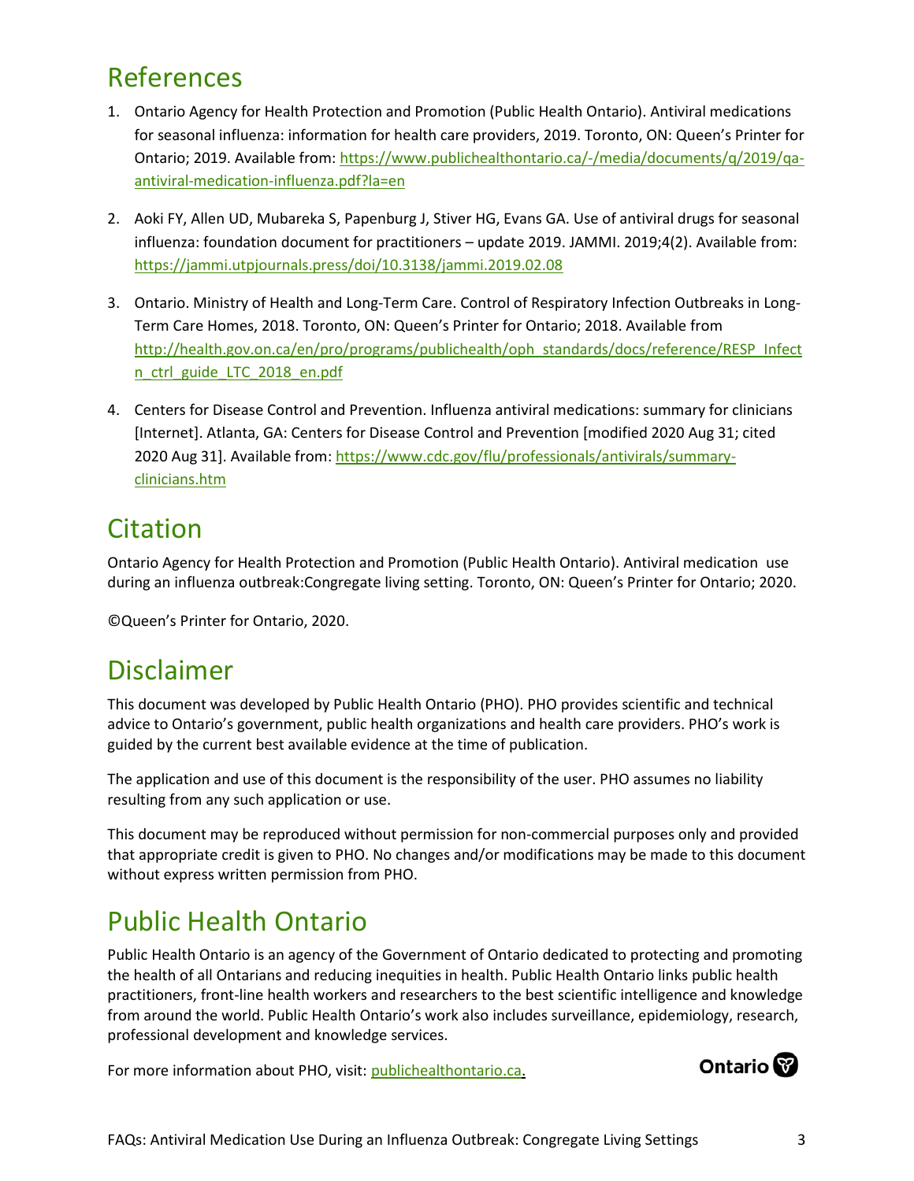## References

1. Ontario Agency for Health Protection and Promotion (Public Health Ontario). Antiviral medications for seasonal influenza: information for health care providers, 2019. Toronto, ON: Queen's Printer for Ontario; 2019. Available from: [https://www.publichealthontario.ca/-/media/documents/q/2019/qa-antiviral-medication-influenza.pdf?la=en](https://www.publichealthontario.ca/-/media/documents/q/2019/qa-antiviral-medication-influenza.pdf?la=en)

2. Aoki FY, Allen UD, Mubareka S, Papenburg J, Stiver HG, Evans GA. Use of antiviral drugs for seasonal influenza: foundation document for practitioners – update 2019. JAMMI. 2019;4(2). Available from: [https://jammi.utpjournals.press/doi/10.3138/jammi.2019.02.08](https://jammi.utpjournals.press/doi/10.3138/jammi.2019.02.08)

3. Ontario. Ministry of Health and Long-Term Care. Control of Respiratory Infection Outbreaks in Long-Term Care Homes, 2018. Toronto, ON: Queen's Printer for Ontario; 2018. Available from [http://health.gov.on.ca/en/pro/programs/publichealth/oph_standards/docs/reference/RESP_Infectn_ctrl_guide_LTC_2018_en.pdf](http://health.gov.on.ca/en/pro/programs/publichealth/oph_standards/docs/reference/RESP_Infectn_ctrl_guide_LTC_2018_en.pdf)

4. Centers for Disease Control and Prevention. Influenza antiviral medications: summary for clinicians [Internet]. Atlanta, GA: Centers for Disease Control and Prevention [modified 2020 Aug 31; cited 2020 Aug 31]. Available from: [https://www.cdc.gov/flu/professionals/antivirals/summary-clinicians.htm](https://www.cdc.gov/flu/professionals/antivirals/summary-clinicians.htm)

## Citation

Ontario Agency for Health Protection and Promotion (Public Health Ontario). Antiviral medication use during an influenza outbreak:Congregate living setting. Toronto, ON: Queen's Printer for Ontario; 2020.

©Queen's Printer for Ontario, 2020.

## Disclaimer

This document was developed by Public Health Ontario (PHO). PHO provides scientific and technical advice to Ontario's government, public health organizations and health care providers. PHO's work is guided by the current best available evidence at the time of publication.

The application and use of this document is the responsibility of the user. PHO assumes no liability resulting from any such application or use.

This document may be reproduced without permission for non-commercial purposes only and provided that appropriate credit is given to PHO. No changes and/or modifications may be made to this document without express written permission from PHO.

## Public Health Ontario

Public Health Ontario is an agency of the Government of Ontario dedicated to protecting and promoting the health of all Ontarians and reducing inequities in health. Public Health Ontario links public health practitioners, front-line health workers and researchers to the best scientific intelligence and knowledge from around the world. Public Health Ontario's work also includes surveillance, epidemiology, research, professional development and knowledge services.

For more information about PHO, visit: [publichealthontario.ca](https://www.publichealthontario.ca).

Ontario